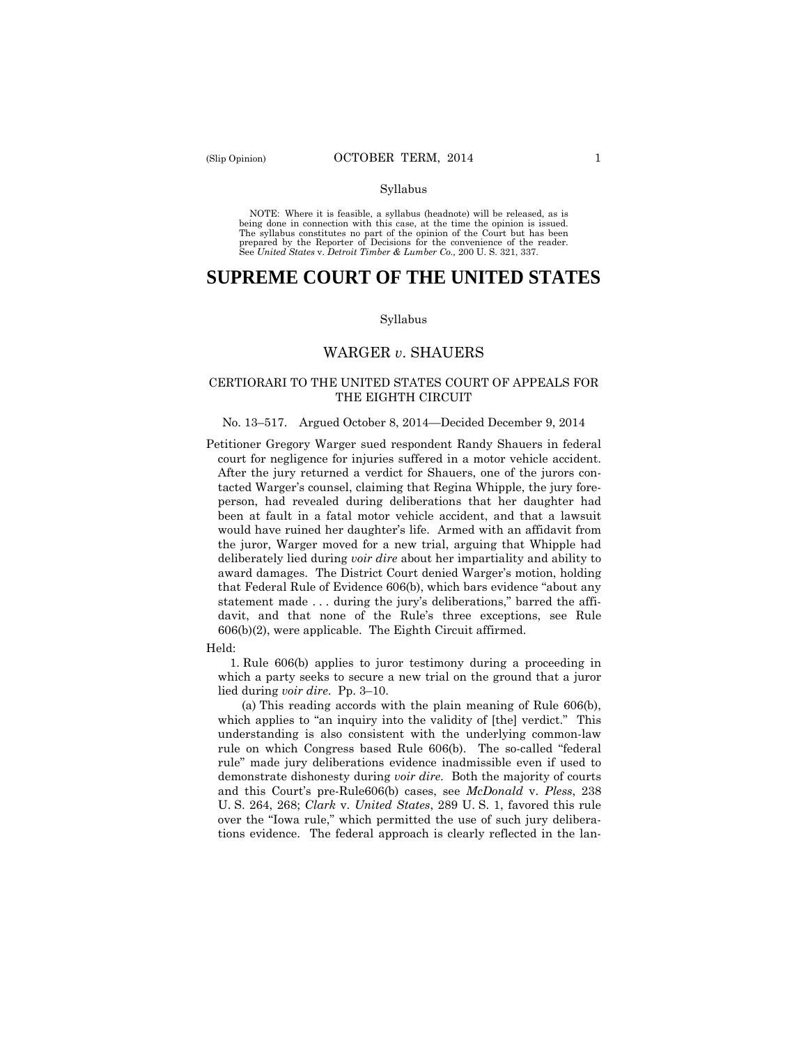Syllabus

NOTE: Where it is feasible, a syllabus (headnote) will be released, as is being done in connection with this case, at the time the opinion is issued. The syllabus constitutes no part of the opinion of the Court but has been prepared by the Reporter of Decisions for the convenience of the reader. See *United States* v. *Detroit Timber & Lumber Co.,* 200 U. S. 321, 337.

# SUPREME COURT OF THE UNITED STATES

Syllabus

## WARGER *v.* SHAUERS

### CERTIORARI TO THE UNITED STATES COURT OF APPEALS FOR THE EIGHTH CIRCUIT

No. 13–517. Argued October 8, 2014—Decided December 9, 2014

Petitioner Gregory Warger sued respondent Randy Shauers in federal court for negligence for injuries suffered in a motor vehicle accident. After the jury returned a verdict for Shauers, one of the jurors contacted Warger's counsel, claiming that Regina Whipple, the jury foreperson, had revealed during deliberations that her daughter had been at fault in a fatal motor vehicle accident, and that a lawsuit would have ruined her daughter's life. Armed with an affidavit from the juror, Warger moved for a new trial, arguing that Whipple had deliberately lied during *voir dire* about her impartiality and ability to award damages. The District Court denied Warger's motion, holding that Federal Rule of Evidence 606(b), which bars evidence "about any statement made . . . during the jury's deliberations," barred the affidavit, and that none of the Rule's three exceptions, see Rule 606(b)(2), were applicable. The Eighth Circuit affirmed.

Held:

1. Rule 606(b) applies to juror testimony during a proceeding in which a party seeks to secure a new trial on the ground that a juror lied during *voir dire*. Pp. 3–10.

(a) This reading accords with the plain meaning of Rule 606(b), which applies to "an inquiry into the validity of [the] verdict." This understanding is also consistent with the underlying common-law rule on which Congress based Rule 606(b). The so-called "federal rule" made jury deliberations evidence inadmissible even if used to demonstrate dishonesty during *voir dire*. Both the majority of courts and this Court's pre-Rule606(b) cases, see *McDonald* v. *Pless*, 238 U. S. 264, 268; *Clark* v. *United States*, 289 U. S. 1, favored this rule over the "Iowa rule," which permitted the use of such jury deliberations evidence. The federal approach is clearly reflected in the lan-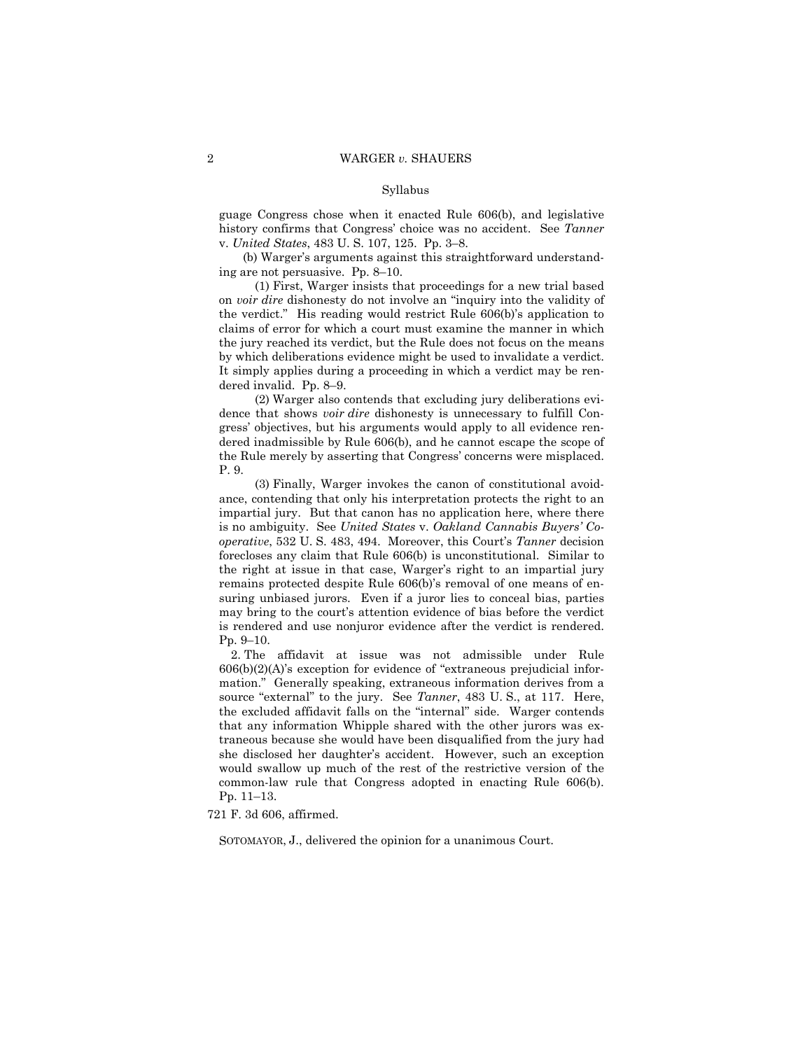guage Congress chose when it enacted Rule 606(b), and legislative history confirms that Congress' choice was no accident. See *Tanner* v. *United States*, 483 U. S. 107, 125. Pp. 3–8.

(b) Warger's arguments against this straightforward understanding are not persuasive. Pp. 8–10.

(1) First, Warger insists that proceedings for a new trial based on *voir dire* dishonesty do not involve an "inquiry into the validity of the verdict." His reading would restrict Rule 606(b)'s application to claims of error for which a court must examine the manner in which the jury reached its verdict, but the Rule does not focus on the means by which deliberations evidence might be used to invalidate a verdict. It simply applies during a proceeding in which a verdict may be rendered invalid. Pp. 8–9.

(2) Warger also contends that excluding jury deliberations evidence that shows *voir dire* dishonesty is unnecessary to fulfill Congress' objectives, but his arguments would apply to all evidence rendered inadmissible by Rule 606(b), and he cannot escape the scope of the Rule merely by asserting that Congress' concerns were misplaced. P. 9.

(3) Finally, Warger invokes the canon of constitutional avoidance, contending that only his interpretation protects the right to an impartial jury. But that canon has no application here, where there is no ambiguity. See *United States* v. *Oakland Cannabis Buyers' Cooperative*, 532 U. S. 483, 494. Moreover, this Court's *Tanner* decision forecloses any claim that Rule 606(b) is unconstitutional. Similar to the right at issue in that case, Warger's right to an impartial jury remains protected despite Rule 606(b)'s removal of one means of ensuring unbiased jurors. Even if a juror lies to conceal bias, parties may bring to the court's attention evidence of bias before the verdict is rendered and use nonjuror evidence after the verdict is rendered. Pp. 9–10.

2. The affidavit at issue was not admissible under Rule 606(b)(2)(A)'s exception for evidence of "extraneous prejudicial information." Generally speaking, extraneous information derives from a source "external" to the jury. See *Tanner*, 483 U. S., at 117. Here, the excluded affidavit falls on the "internal" side. Warger contends that any information Whipple shared with the other jurors was extraneous because she would have been disqualified from the jury had she disclosed her daughter's accident. However, such an exception would swallow up much of the rest of the restrictive version of the common-law rule that Congress adopted in enacting Rule 606(b). Pp. 11–13.

721 F. 3d 606, affirmed.

SOTOMAYOR, J., delivered the opinion for a unanimous Court.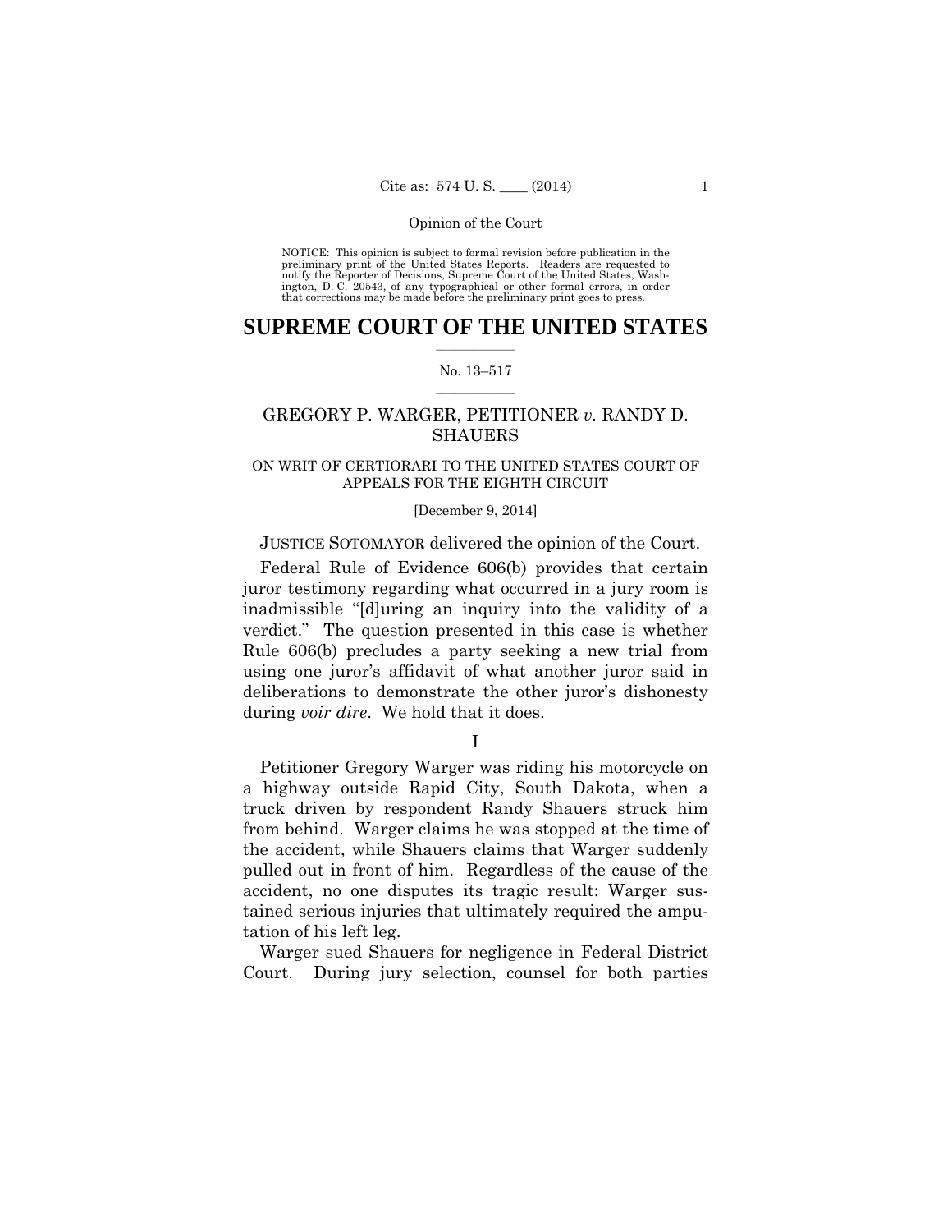Opinion of the Court

NOTICE: This opinion is subject to formal revision before publication in the preliminary print of the United States Reports. Readers are requested to notify the Reporter of Decisions, Supreme Court of the United States, Washington, D. C. 20543, of any typographical or other formal errors, in order that corrections may be made before the preliminary print goes to press.

# SUPREME COURT OF THE UNITED STATES

No. 13–517

GREGORY P. WARGER, PETITIONER *v.* RANDY D. SHAUERS

ON WRIT OF CERTIORARI TO THE UNITED STATES COURT OF APPEALS FOR THE EIGHTH CIRCUIT

[December 9, 2014]

JUSTICE SOTOMAYOR delivered the opinion of the Court.

Federal Rule of Evidence 606(b) provides that certain juror testimony regarding what occurred in a jury room is inadmissible "[d]uring an inquiry into the validity of a verdict." The question presented in this case is whether Rule 606(b) precludes a party seeking a new trial from using one juror's affidavit of what another juror said in deliberations to demonstrate the other juror's dishonesty during *voir dire*. We hold that it does.

I

Petitioner Gregory Warger was riding his motorcycle on a highway outside Rapid City, South Dakota, when a truck driven by respondent Randy Shauers struck him from behind. Warger claims he was stopped at the time of the accident, while Shauers claims that Warger suddenly pulled out in front of him. Regardless of the cause of the accident, no one disputes its tragic result: Warger sustained serious injuries that ultimately required the amputation of his left leg.

Warger sued Shauers for negligence in Federal District Court. During jury selection, counsel for both parties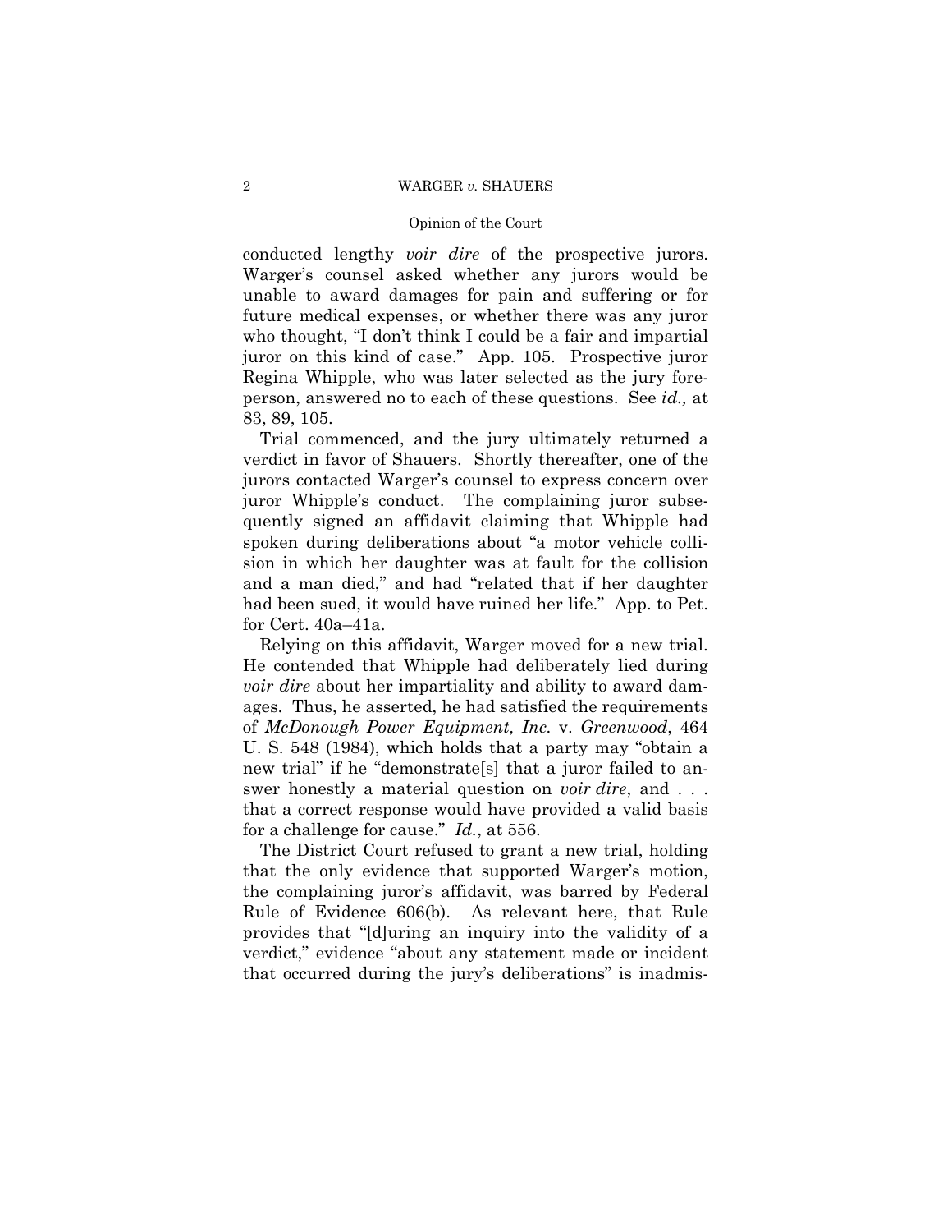conducted lengthy *voir dire* of the prospective jurors. Warger's counsel asked whether any jurors would be unable to award damages for pain and suffering or for future medical expenses, or whether there was any juror who thought, "I don't think I could be a fair and impartial juror on this kind of case." App. 105. Prospective juror Regina Whipple, who was later selected as the jury foreperson, answered no to each of these questions. See *id.,* at 83, 89, 105.

Trial commenced, and the jury ultimately returned a verdict in favor of Shauers. Shortly thereafter, one of the jurors contacted Warger's counsel to express concern over juror Whipple's conduct. The complaining juror subsequently signed an affidavit claiming that Whipple had spoken during deliberations about "a motor vehicle collision in which her daughter was at fault for the collision and a man died," and had "related that if her daughter had been sued, it would have ruined her life." App. to Pet. for Cert. 40a–41a.

Relying on this affidavit, Warger moved for a new trial. He contended that Whipple had deliberately lied during *voir dire* about her impartiality and ability to award damages. Thus, he asserted, he had satisfied the requirements of *McDonough Power Equipment, Inc.* v. *Greenwood*, 464 U. S. 548 (1984), which holds that a party may "obtain a new trial" if he "demonstrate[s] that a juror failed to answer honestly a material question on *voir dire*, and . . . that a correct response would have provided a valid basis for a challenge for cause." *Id.*, at 556.

The District Court refused to grant a new trial, holding that the only evidence that supported Warger's motion, the complaining juror's affidavit, was barred by Federal Rule of Evidence 606(b). As relevant here, that Rule provides that "[d]uring an inquiry into the validity of a verdict," evidence "about any statement made or incident that occurred during the jury's deliberations" is inadmis-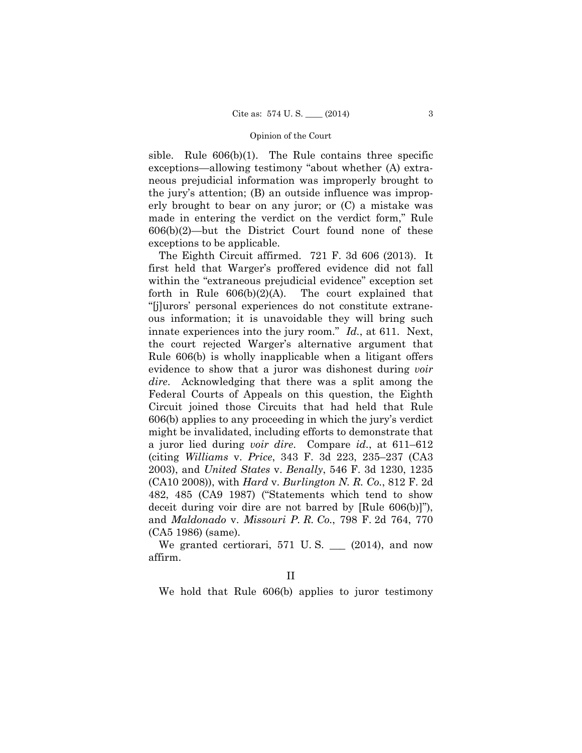sible. Rule 606(b)(1). The Rule contains three specific exceptions—allowing testimony "about whether (A) extraneous prejudicial information was improperly brought to the jury's attention; (B) an outside influence was improperly brought to bear on any juror; or (C) a mistake was made in entering the verdict on the verdict form," Rule 606(b)(2)—but the District Court found none of these exceptions to be applicable.

The Eighth Circuit affirmed. 721 F. 3d 606 (2013). It first held that Warger's proffered evidence did not fall within the "extraneous prejudicial evidence" exception set forth in Rule 606(b)(2)(A). The court explained that "[j]urors' personal experiences do not constitute extraneous information; it is unavoidable they will bring such innate experiences into the jury room." *Id.*, at 611. Next, the court rejected Warger's alternative argument that Rule 606(b) is wholly inapplicable when a litigant offers evidence to show that a juror was dishonest during *voir dire*. Acknowledging that there was a split among the Federal Courts of Appeals on this question, the Eighth Circuit joined those Circuits that had held that Rule 606(b) applies to any proceeding in which the jury's verdict might be invalidated, including efforts to demonstrate that a juror lied during *voir dire*. Compare *id.*, at 611–612 (citing *Williams* v. *Price*, 343 F. 3d 223, 235–237 (CA3 2003), and *United States* v. *Benally*, 546 F. 3d 1230, 1235 (CA10 2008)), with *Hard* v. *Burlington N. R. Co.*, 812 F. 2d 482, 485 (CA9 1987) ("Statements which tend to show deceit during voir dire are not barred by [Rule 606(b)]"), and *Maldonado* v. *Missouri P. R. Co.*, 798 F. 2d 764, 770 (CA5 1986) (same).

We granted certiorari, 571 U. S. ___ (2014), and now affirm.

## II

We hold that Rule 606(b) applies to juror testimony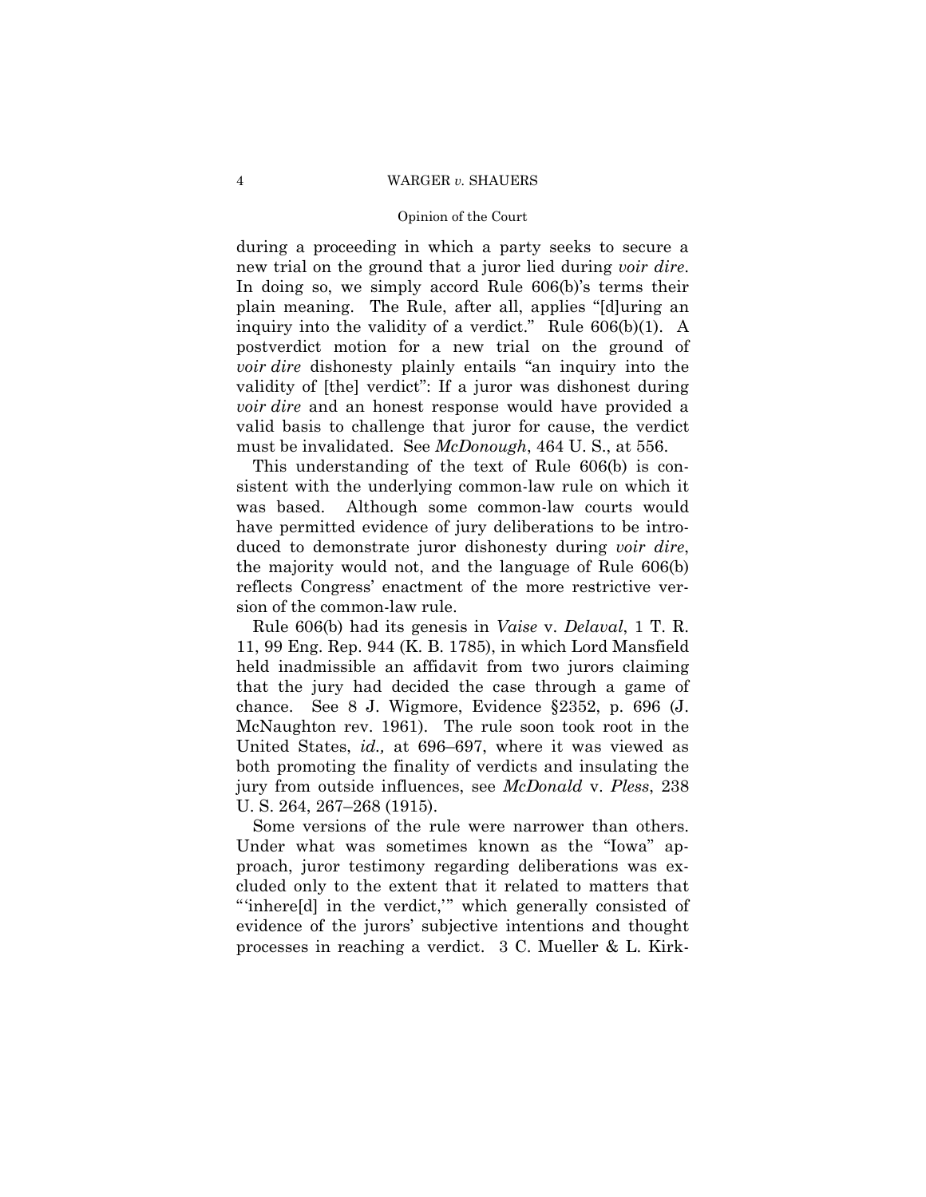during a proceeding in which a party seeks to secure a new trial on the ground that a juror lied during *voir dire*. In doing so, we simply accord Rule 606(b)'s terms their plain meaning. The Rule, after all, applies "[d]uring an inquiry into the validity of a verdict." Rule 606(b)(1). A postverdict motion for a new trial on the ground of *voir dire* dishonesty plainly entails "an inquiry into the validity of [the] verdict": If a juror was dishonest during *voir dire* and an honest response would have provided a valid basis to challenge that juror for cause, the verdict must be invalidated. See *McDonough*, 464 U. S., at 556.

This understanding of the text of Rule 606(b) is consistent with the underlying common-law rule on which it was based. Although some common-law courts would have permitted evidence of jury deliberations to be introduced to demonstrate juror dishonesty during *voir dire*, the majority would not, and the language of Rule 606(b) reflects Congress' enactment of the more restrictive version of the common-law rule.

Rule 606(b) had its genesis in *Vaise* v. *Delaval*, 1 T. R. 11, 99 Eng. Rep. 944 (K. B. 1785), in which Lord Mansfield held inadmissible an affidavit from two jurors claiming that the jury had decided the case through a game of chance. See 8 J. Wigmore, Evidence §2352, p. 696 (J. McNaughton rev. 1961). The rule soon took root in the United States, *id.,* at 696–697, where it was viewed as both promoting the finality of verdicts and insulating the jury from outside influences, see *McDonald* v. *Pless*, 238 U. S. 264, 267–268 (1915).

Some versions of the rule were narrower than others. Under what was sometimes known as the "Iowa" approach, juror testimony regarding deliberations was excluded only to the extent that it related to matters that "'inhere[d] in the verdict,'" which generally consisted of evidence of the jurors' subjective intentions and thought processes in reaching a verdict. 3 C. Mueller & L. Kirk-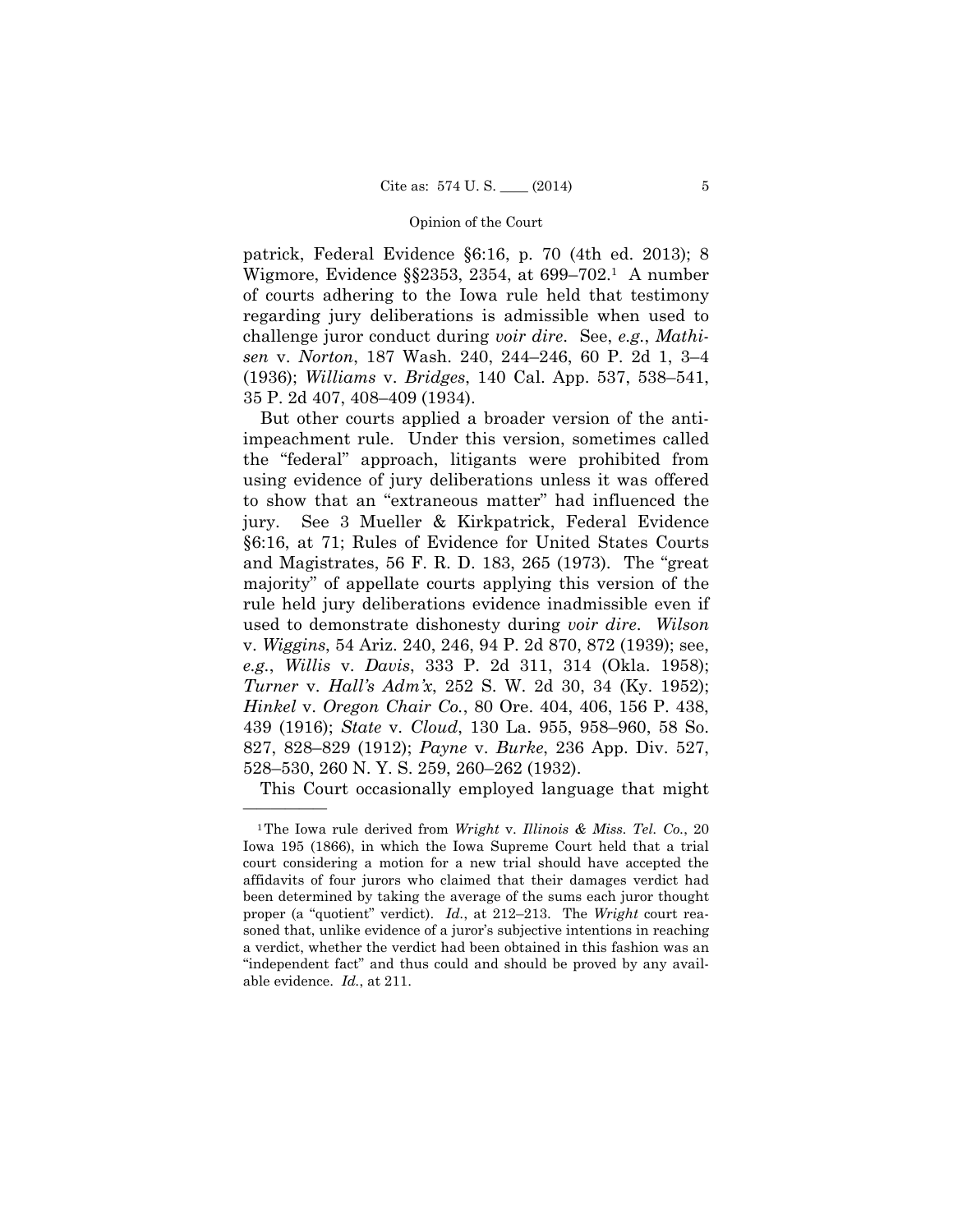patrick, Federal Evidence §6:16, p. 70 (4th ed. 2013); 8 Wigmore, Evidence §§2353, 2354, at 699–702.[1] A number of courts adhering to the Iowa rule held that testimony regarding jury deliberations is admissible when used to challenge juror conduct during *voir dire*. See, *e.g.*, *Mathisen* v. *Norton*, 187 Wash. 240, 244–246, 60 P. 2d 1, 3–4 (1936); *Williams* v. *Bridges*, 140 Cal. App. 537, 538–541, 35 P. 2d 407, 408–409 (1934).

But other courts applied a broader version of the anti-impeachment rule. Under this version, sometimes called the "federal" approach, litigants were prohibited from using evidence of jury deliberations unless it was offered to show that an "extraneous matter" had influenced the jury. See 3 Mueller & Kirkpatrick, Federal Evidence §6:16, at 71; Rules of Evidence for United States Courts and Magistrates, 56 F. R. D. 183, 265 (1973). The "great majority" of appellate courts applying this version of the rule held jury deliberations evidence inadmissible even if used to demonstrate dishonesty during *voir dire*. *Wilson* v. *Wiggins*, 54 Ariz. 240, 246, 94 P. 2d 870, 872 (1939); see, *e.g.*, *Willis* v. *Davis*, 333 P. 2d 311, 314 (Okla. 1958); *Turner* v. *Hall's Adm'x*, 252 S. W. 2d 30, 34 (Ky. 1952); *Hinkel* v. *Oregon Chair Co.*, 80 Ore. 404, 406, 156 P. 438, 439 (1916); *State* v. *Cloud*, 130 La. 955, 958–960, 58 So. 827, 828–829 (1912); *Payne* v. *Burke*, 236 App. Div. 527, 528–530, 260 N. Y. S. 259, 260–262 (1932).

This Court occasionally employed language that might

---

[1] The Iowa rule derived from *Wright* v. *Illinois & Miss. Tel. Co.*, 20 Iowa 195 (1866), in which the Iowa Supreme Court held that a trial court considering a motion for a new trial should have accepted the affidavits of four jurors who claimed that their damages verdict had been determined by taking the average of the sums each juror thought proper (a "quotient" verdict). *Id.*, at 212–213. The *Wright* court reasoned that, unlike evidence of a juror's subjective intentions in reaching a verdict, whether the verdict had been obtained in this fashion was an "independent fact" and thus could and should be proved by any available evidence. *Id.*, at 211.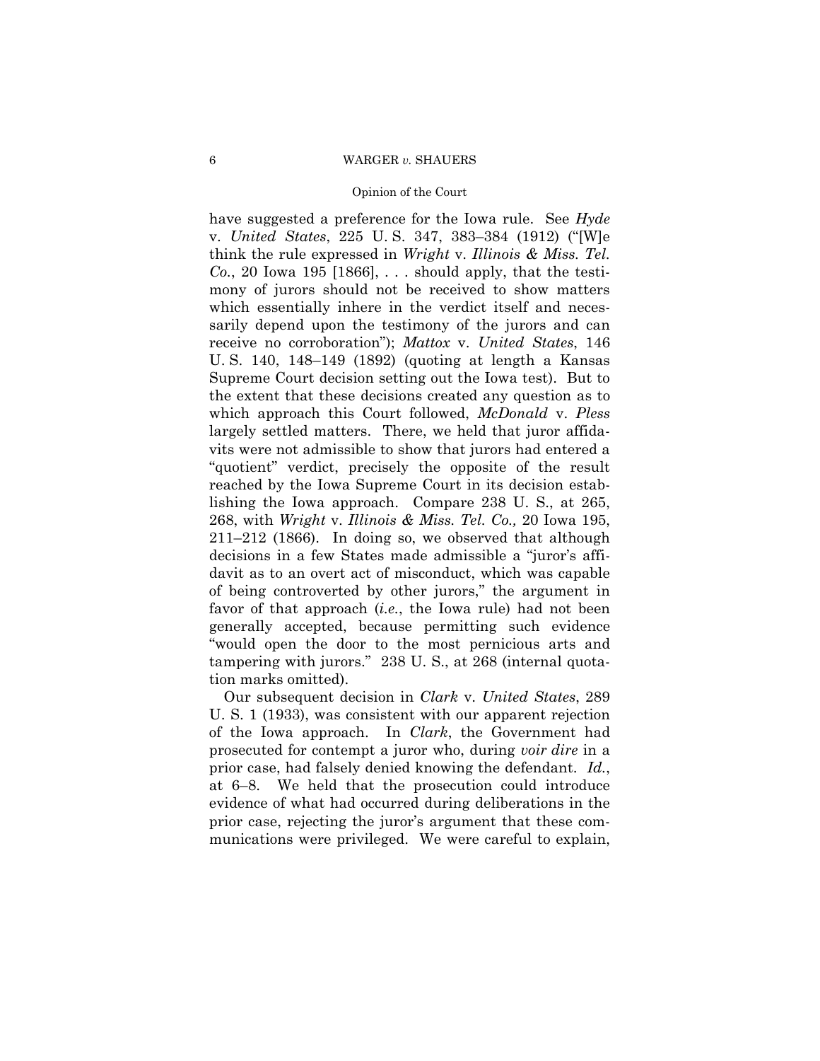have suggested a preference for the Iowa rule. See *Hyde* v. *United States*, 225 U. S. 347, 383–384 (1912) ("[W]e think the rule expressed in *Wright* v. *Illinois & Miss. Tel. Co.*, 20 Iowa 195 [1866], . . . should apply, that the testimony of jurors should not be received to show matters which essentially inhere in the verdict itself and necessarily depend upon the testimony of the jurors and can receive no corroboration"); *Mattox* v. *United States*, 146 U. S. 140, 148–149 (1892) (quoting at length a Kansas Supreme Court decision setting out the Iowa test). But to the extent that these decisions created any question as to which approach this Court followed, *McDonald* v. *Pless* largely settled matters. There, we held that juror affidavits were not admissible to show that jurors had entered a "quotient" verdict, precisely the opposite of the result reached by the Iowa Supreme Court in its decision establishing the Iowa approach. Compare 238 U. S., at 265, 268, with *Wright* v. *Illinois & Miss. Tel. Co.,* 20 Iowa 195, 211–212 (1866). In doing so, we observed that although decisions in a few States made admissible a "juror's affidavit as to an overt act of misconduct, which was capable of being controverted by other jurors," the argument in favor of that approach (*i.e.*, the Iowa rule) had not been generally accepted, because permitting such evidence "would open the door to the most pernicious arts and tampering with jurors." 238 U. S., at 268 (internal quotation marks omitted).

Our subsequent decision in *Clark* v. *United States*, 289 U. S. 1 (1933), was consistent with our apparent rejection of the Iowa approach. In *Clark*, the Government had prosecuted for contempt a juror who, during *voir dire* in a prior case, had falsely denied knowing the defendant. *Id.*, at 6–8. We held that the prosecution could introduce evidence of what had occurred during deliberations in the prior case, rejecting the juror's argument that these communications were privileged. We were careful to explain,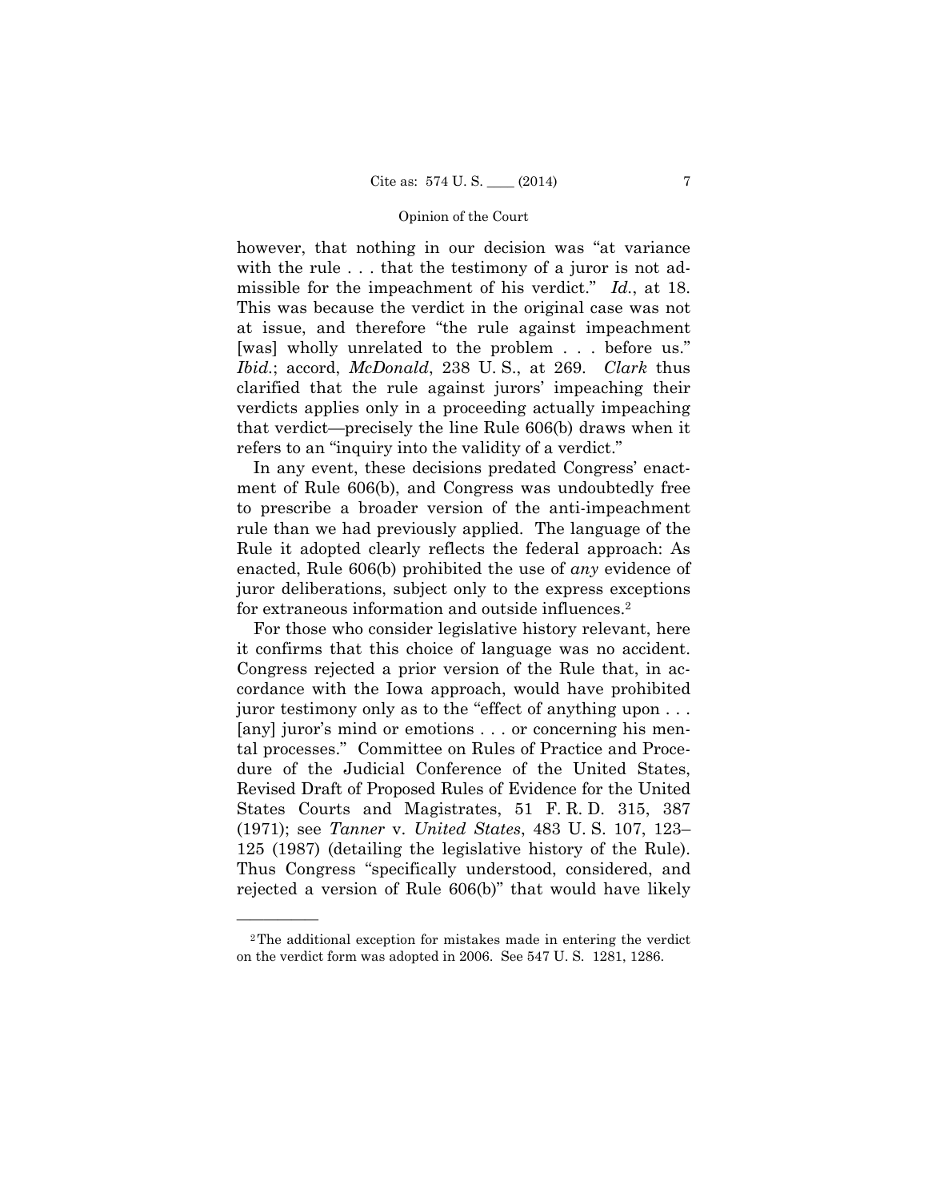however, that nothing in our decision was "at variance with the rule . . . that the testimony of a juror is not admissible for the impeachment of his verdict." *Id.*, at 18. This was because the verdict in the original case was not at issue, and therefore "the rule against impeachment [was] wholly unrelated to the problem . . . before us." *Ibid.*; accord, *McDonald*, 238 U. S., at 269. *Clark* thus clarified that the rule against jurors' impeaching their verdicts applies only in a proceeding actually impeaching that verdict—precisely the line Rule 606(b) draws when it refers to an "inquiry into the validity of a verdict."

In any event, these decisions predated Congress' enactment of Rule 606(b), and Congress was undoubtedly free to prescribe a broader version of the anti-impeachment rule than we had previously applied. The language of the Rule it adopted clearly reflects the federal approach: As enacted, Rule 606(b) prohibited the use of *any* evidence of juror deliberations, subject only to the express exceptions for extraneous information and outside influences.[2]

For those who consider legislative history relevant, here it confirms that this choice of language was no accident. Congress rejected a prior version of the Rule that, in accordance with the Iowa approach, would have prohibited juror testimony only as to the "effect of anything upon . . . [any] juror's mind or emotions . . . or concerning his mental processes." Committee on Rules of Practice and Procedure of the Judicial Conference of the United States, Revised Draft of Proposed Rules of Evidence for the United States Courts and Magistrates, 51 F. R. D. 315, 387 (1971); see *Tanner* v. *United States*, 483 U. S. 107, 123–125 (1987) (detailing the legislative history of the Rule). Thus Congress "specifically understood, considered, and rejected a version of Rule 606(b)" that would have likely

---

[2] The additional exception for mistakes made in entering the verdict on the verdict form was adopted in 2006. See 547 U. S. 1281, 1286.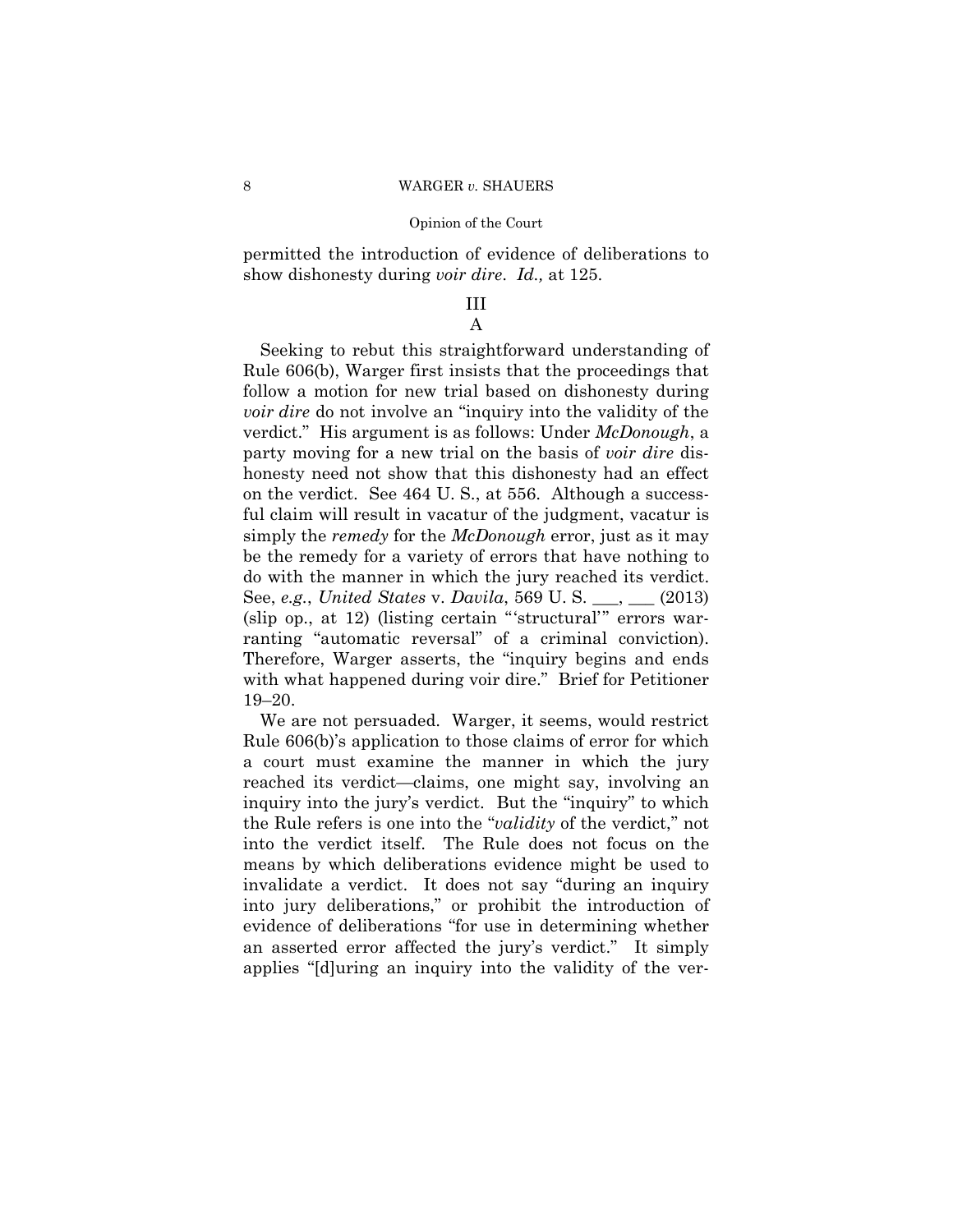permitted the introduction of evidence of deliberations to show dishonesty during *voir dire*. *Id.,* at 125.

## III

### A

Seeking to rebut this straightforward understanding of Rule 606(b), Warger first insists that the proceedings that follow a motion for new trial based on dishonesty during *voir dire* do not involve an "inquiry into the validity of the verdict." His argument is as follows: Under *McDonough*, a party moving for a new trial on the basis of *voir dire* dishonesty need not show that this dishonesty had an effect on the verdict. See 464 U. S., at 556. Although a successful claim will result in vacatur of the judgment, vacatur is simply the *remedy* for the *McDonough* error, just as it may be the remedy for a variety of errors that have nothing to do with the manner in which the jury reached its verdict. See, *e.g.*, *United States* v. *Davila*, 569 U. S. ___, ___ (2013) (slip op., at 12) (listing certain "'structural'" errors warranting "automatic reversal" of a criminal conviction). Therefore, Warger asserts, the "inquiry begins and ends with what happened during voir dire." Brief for Petitioner 19–20.

We are not persuaded. Warger, it seems, would restrict Rule 606(b)'s application to those claims of error for which a court must examine the manner in which the jury reached its verdict—claims, one might say, involving an inquiry into the jury's verdict. But the "inquiry" to which the Rule refers is one into the "*validity* of the verdict," not into the verdict itself. The Rule does not focus on the means by which deliberations evidence might be used to invalidate a verdict. It does not say "during an inquiry into jury deliberations," or prohibit the introduction of evidence of deliberations "for use in determining whether an asserted error affected the jury's verdict." It simply applies "[d]uring an inquiry into the validity of the ver-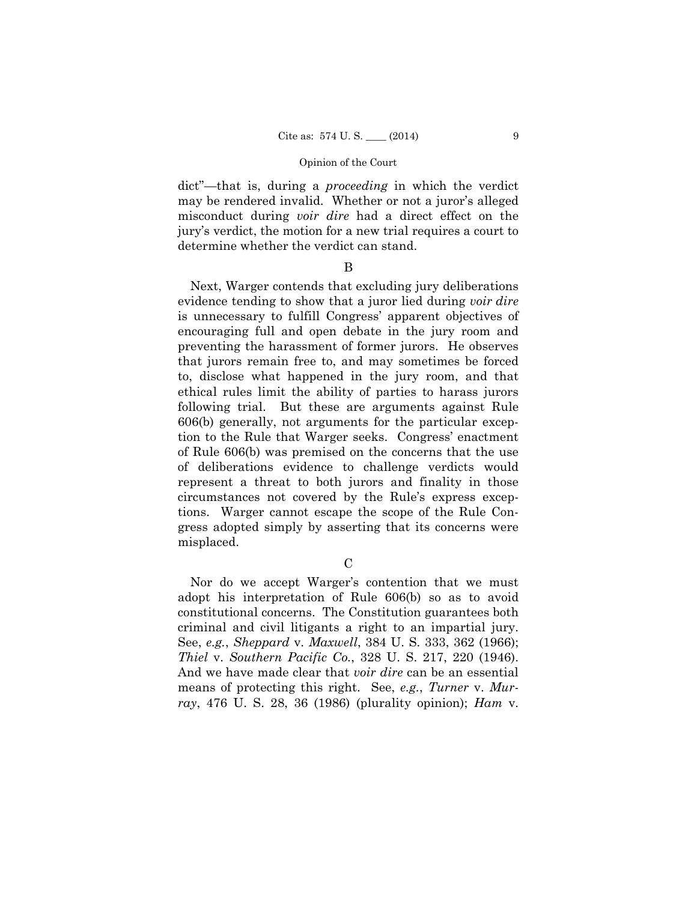dict"—that is, during a *proceeding* in which the verdict may be rendered invalid. Whether or not a juror's alleged misconduct during *voir dire* had a direct effect on the jury's verdict, the motion for a new trial requires a court to determine whether the verdict can stand.

B

Next, Warger contends that excluding jury deliberations evidence tending to show that a juror lied during *voir dire* is unnecessary to fulfill Congress' apparent objectives of encouraging full and open debate in the jury room and preventing the harassment of former jurors. He observes that jurors remain free to, and may sometimes be forced to, disclose what happened in the jury room, and that ethical rules limit the ability of parties to harass jurors following trial. But these are arguments against Rule 606(b) generally, not arguments for the particular exception to the Rule that Warger seeks. Congress' enactment of Rule 606(b) was premised on the concerns that the use of deliberations evidence to challenge verdicts would represent a threat to both jurors and finality in those circumstances not covered by the Rule's express exceptions. Warger cannot escape the scope of the Rule Congress adopted simply by asserting that its concerns were misplaced.

C

Nor do we accept Warger's contention that we must adopt his interpretation of Rule 606(b) so as to avoid constitutional concerns. The Constitution guarantees both criminal and civil litigants a right to an impartial jury. See, *e.g.*, *Sheppard* v. *Maxwell*, 384 U. S. 333, 362 (1966); *Thiel* v. *Southern Pacific Co.*, 328 U. S. 217, 220 (1946). And we have made clear that *voir dire* can be an essential means of protecting this right. See, *e.g.*, *Turner* v. *Murray*, 476 U. S. 28, 36 (1986) (plurality opinion); *Ham* v.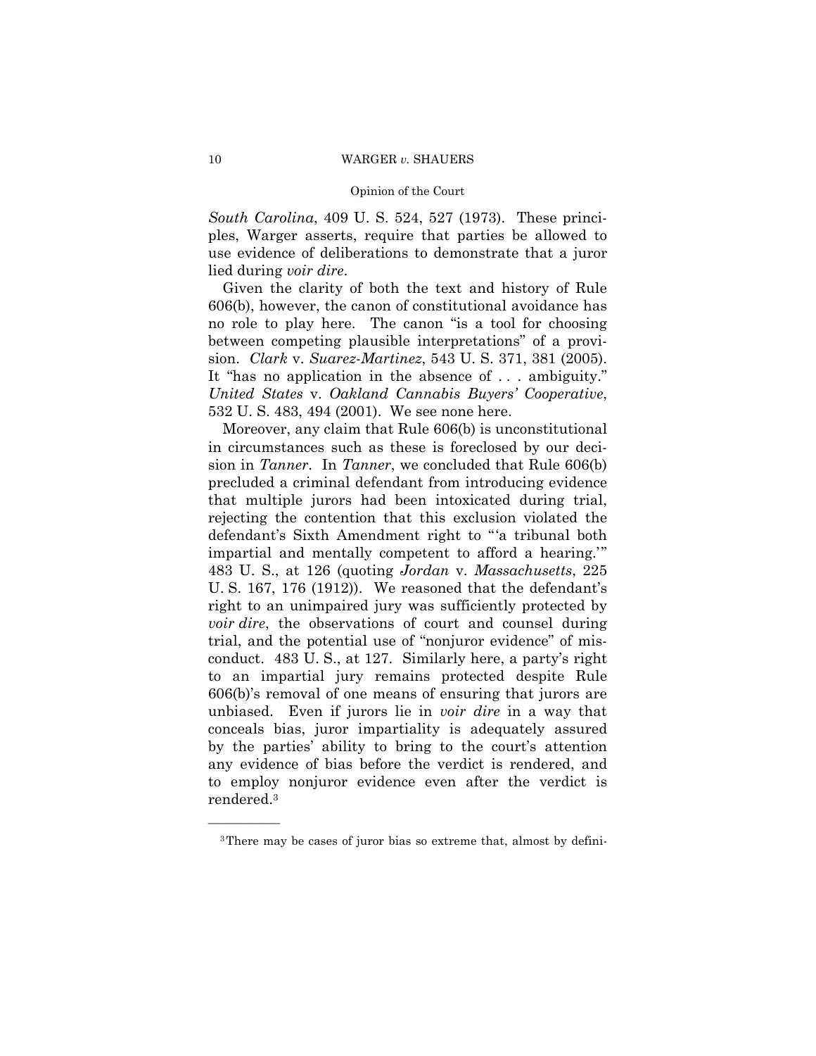*South Carolina*, 409 U. S. 524, 527 (1973). These principles, Warger asserts, require that parties be allowed to use evidence of deliberations to demonstrate that a juror lied during *voir dire*.

Given the clarity of both the text and history of Rule 606(b), however, the canon of constitutional avoidance has no role to play here. The canon "is a tool for choosing between competing plausible interpretations" of a provision. *Clark* v. *Suarez-Martinez*, 543 U. S. 371, 381 (2005). It "has no application in the absence of . . . ambiguity." *United States* v. *Oakland Cannabis Buyers' Cooperative*, 532 U. S. 483, 494 (2001). We see none here.

Moreover, any claim that Rule 606(b) is unconstitutional in circumstances such as these is foreclosed by our decision in *Tanner*. In *Tanner*, we concluded that Rule 606(b) precluded a criminal defendant from introducing evidence that multiple jurors had been intoxicated during trial, rejecting the contention that this exclusion violated the defendant's Sixth Amendment right to "'a tribunal both impartial and mentally competent to afford a hearing.'" 483 U. S., at 126 (quoting *Jordan* v. *Massachusetts*, 225 U. S. 167, 176 (1912)). We reasoned that the defendant's right to an unimpaired jury was sufficiently protected by *voir dire*, the observations of court and counsel during trial, and the potential use of "nonjuror evidence" of misconduct. 483 U. S., at 127. Similarly here, a party's right to an impartial jury remains protected despite Rule 606(b)'s removal of one means of ensuring that jurors are unbiased. Even if jurors lie in *voir dire* in a way that conceals bias, juror impartiality is adequately assured by the parties' ability to bring to the court's attention any evidence of bias before the verdict is rendered, and to employ nonjuror evidence even after the verdict is rendered.[3]

---

[3] There may be cases of juror bias so extreme that, almost by defini-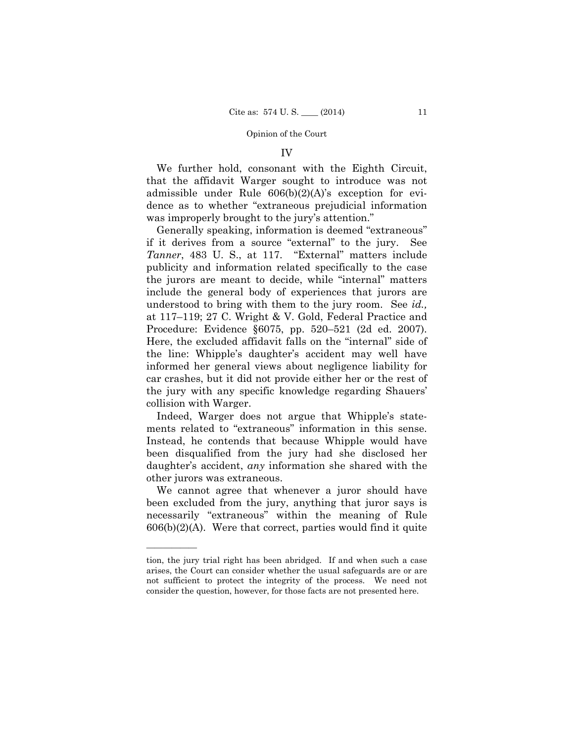## IV

We further hold, consonant with the Eighth Circuit, that the affidavit Warger sought to introduce was not admissible under Rule 606(b)(2)(A)'s exception for evidence as to whether "extraneous prejudicial information was improperly brought to the jury's attention."

Generally speaking, information is deemed "extraneous" if it derives from a source "external" to the jury. See *Tanner*, 483 U. S., at 117. "External" matters include publicity and information related specifically to the case the jurors are meant to decide, while "internal" matters include the general body of experiences that jurors are understood to bring with them to the jury room. See *id.,* at 117–119; 27 C. Wright & V. Gold, Federal Practice and Procedure: Evidence §6075, pp. 520–521 (2d ed. 2007). Here, the excluded affidavit falls on the "internal" side of the line: Whipple's daughter's accident may well have informed her general views about negligence liability for car crashes, but it did not provide either her or the rest of the jury with any specific knowledge regarding Shauers' collision with Warger.

Indeed, Warger does not argue that Whipple's statements related to "extraneous" information in this sense. Instead, he contends that because Whipple would have been disqualified from the jury had she disclosed her daughter's accident, *any* information she shared with the other jurors was extraneous.

We cannot agree that whenever a juror should have been excluded from the jury, anything that juror says is necessarily "extraneous" within the meaning of Rule 606(b)(2)(A). Were that correct, parties would find it quite

---

tion, the jury trial right has been abridged. If and when such a case arises, the Court can consider whether the usual safeguards are or are not sufficient to protect the integrity of the process. We need not consider the question, however, for those facts are not presented here.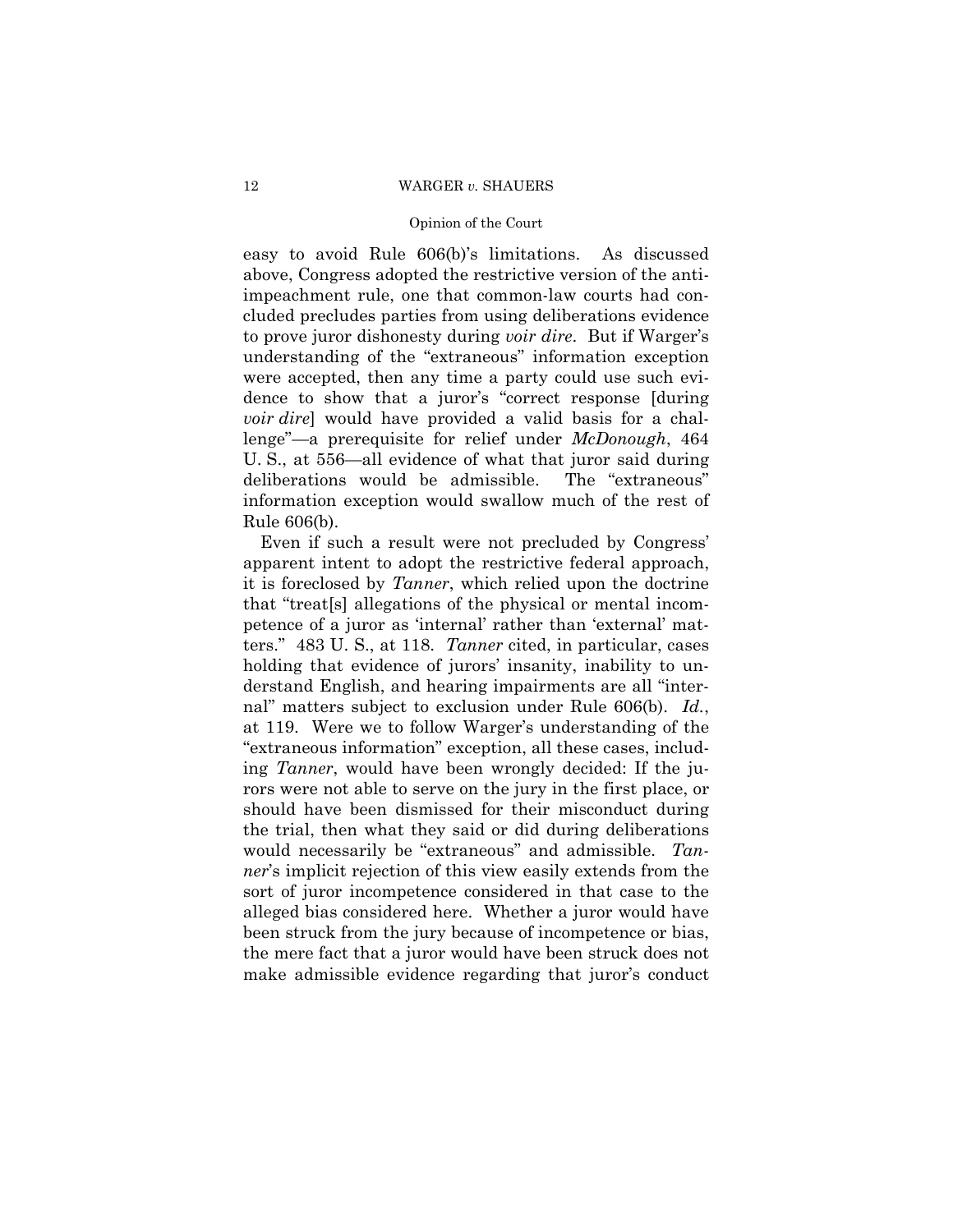easy to avoid Rule 606(b)'s limitations. As discussed above, Congress adopted the restrictive version of the anti-impeachment rule, one that common-law courts had concluded precludes parties from using deliberations evidence to prove juror dishonesty during *voir dire*. But if Warger's understanding of the "extraneous" information exception were accepted, then any time a party could use such evidence to show that a juror's "correct response [during *voir dire*] would have provided a valid basis for a challenge"—a prerequisite for relief under *McDonough*, 464 U. S., at 556—all evidence of what that juror said during deliberations would be admissible. The "extraneous" information exception would swallow much of the rest of Rule 606(b).

Even if such a result were not precluded by Congress' apparent intent to adopt the restrictive federal approach, it is foreclosed by *Tanner*, which relied upon the doctrine that "treat[s] allegations of the physical or mental incompetence of a juror as 'internal' rather than 'external' matters." 483 U. S., at 118. *Tanner* cited, in particular, cases holding that evidence of jurors' insanity, inability to understand English, and hearing impairments are all "internal" matters subject to exclusion under Rule 606(b). *Id.*, at 119. Were we to follow Warger's understanding of the "extraneous information" exception, all these cases, including *Tanner*, would have been wrongly decided: If the jurors were not able to serve on the jury in the first place, or should have been dismissed for their misconduct during the trial, then what they said or did during deliberations would necessarily be "extraneous" and admissible. *Tanner*'s implicit rejection of this view easily extends from the sort of juror incompetence considered in that case to the alleged bias considered here. Whether a juror would have been struck from the jury because of incompetence or bias, the mere fact that a juror would have been struck does not make admissible evidence regarding that juror's conduct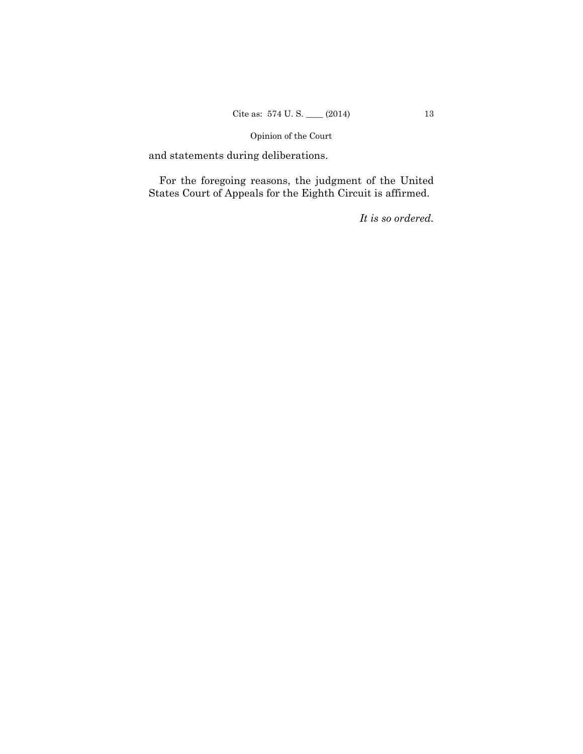and statements during deliberations.

For the foregoing reasons, the judgment of the United States Court of Appeals for the Eighth Circuit is affirmed.

*It is so ordered.*